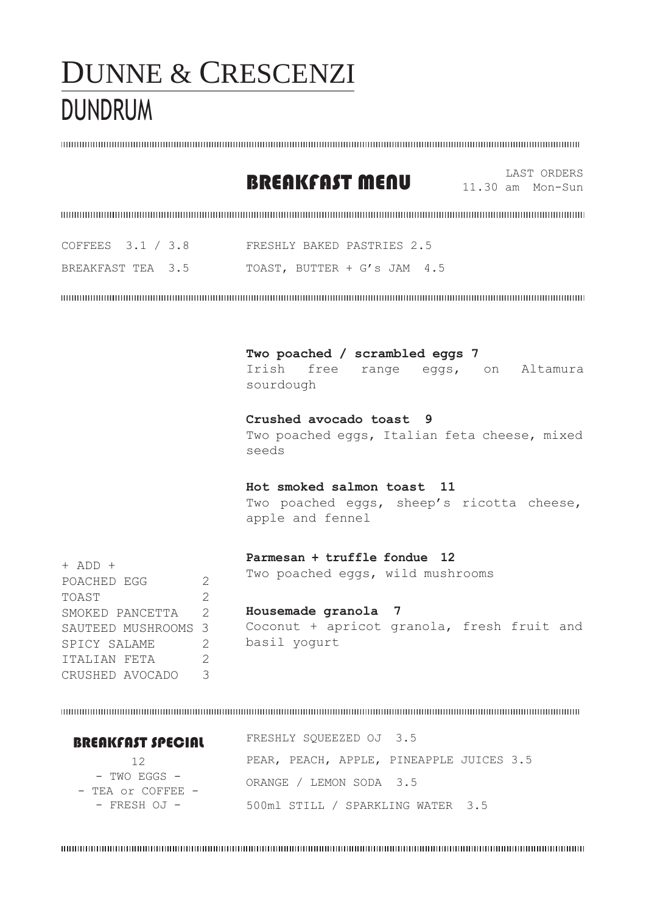# DUNNE & CRESCENZI

## DUNDRUM

## BREAKFAST MENU

LAST ORDERS
11.30 am Mon-Sun

COFFEES 3.1 / 3.8

BREAKFAST TEA 3.5

FRESHLY BAKED PASTRIES 2.5

TOAST, BUTTER + G's JAM 4.5

**Two poached / scrambled eggs 7**
Irish free range eggs, on Altamura sourdough

**Crushed avocado toast 9**
Two poached eggs, Italian feta cheese, mixed seeds

**Hot smoked salmon toast 11**
Two poached eggs, sheep's ricotta cheese, apple and fennel

**Parmesan + truffle fondue 12**
Two poached eggs, wild mushrooms

**Housemade granola 7**
Coconut + apricot granola, fresh fruit and basil yogurt

+ ADD +

| | |
|---|---|
| POACHED EGG | 2 |
| TOAST | 2 |
| SMOKED PANCETTA | 2 |
| SAUTEED MUSHROOMS | 3 |
| SPICY SALAME | 2 |
| ITALIAN FETA | 2 |
| CRUSHED AVOCADO | 3 |

### BREAKFAST SPECIAL

12
- TWO EGGS -
- TEA or COFFEE -
- FRESH OJ -

FRESHLY SQUEEZED OJ 3.5

PEAR, PEACH, APPLE, PINEAPPLE JUICES 3.5

ORANGE / LEMON SODA 3.5

500ml STILL / SPARKLING WATER 3.5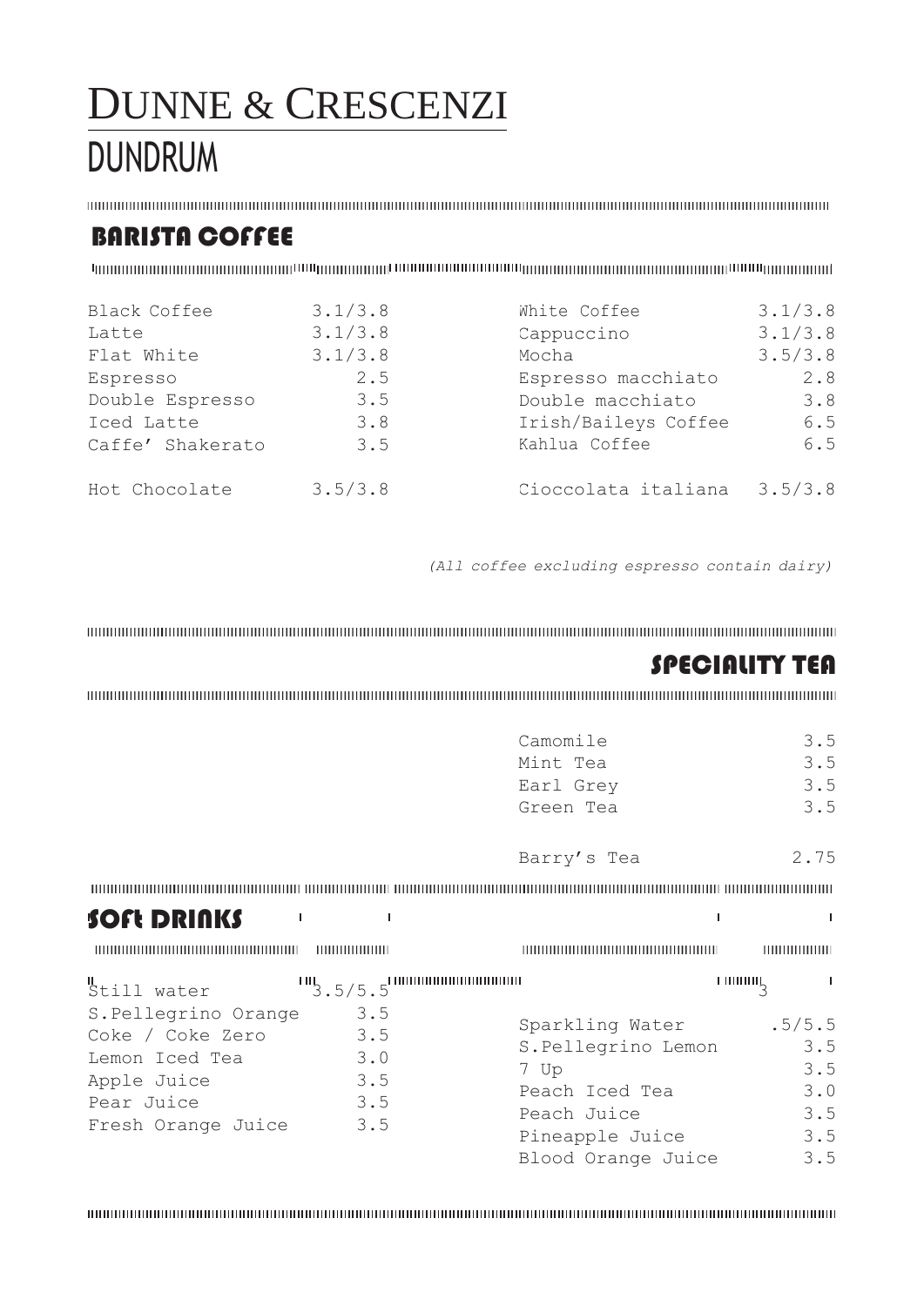# DUNNE & CRESCENZI

# DUNDRUM

## BARISTA COFFEE

| | | | |
|---|---|---|---|
| Black Coffee | 3.1/3.8 | White Coffee | 3.1/3.8 |
| Latte | 3.1/3.8 | Cappuccino | 3.1/3.8 |
| Flat White | 3.1/3.8 | Mocha | 3.5/3.8 |
| Espresso | 2.5 | Espresso macchiato | 2.8 |
| Double Espresso | 3.5 | Double macchiato | 3.8 |
| Iced Latte | 3.8 | Irish/Baileys Coffee | 6.5 |
| Caffe' Shakerato | 3.5 | Kahlua Coffee | 6.5 |
| Hot Chocolate | 3.5/3.8 | Cioccolata italiana | 3.5/3.8 |

*(All coffee excluding espresso contain dairy)*

## SPECIALITY TEA

| | |
|---|---|
| Camomile | 3.5 |
| Mint Tea | 3.5 |
| Earl Grey | 3.5 |
| Green Tea | 3.5 |
| Barry's Tea | 2.75 |

## SOFt DRINKS

| | | | |
|---|---|---|---|
| Still water | 3.5/5.5 | Sparkling Water | 3.5/5.5 |
| S.Pellegrino Orange | 3.5 | S.Pellegrino Lemon | 3.5 |
| Coke / Coke Zero | 3.5 | 7 Up | 3.5 |
| Lemon Iced Tea | 3.0 | Peach Iced Tea | 3.0 |
| Apple Juice | 3.5 | Peach Juice | 3.5 |
| Pear Juice | 3.5 | Pineapple Juice | 3.5 |
| Fresh Orange Juice | 3.5 | Blood Orange Juice | 3.5 |